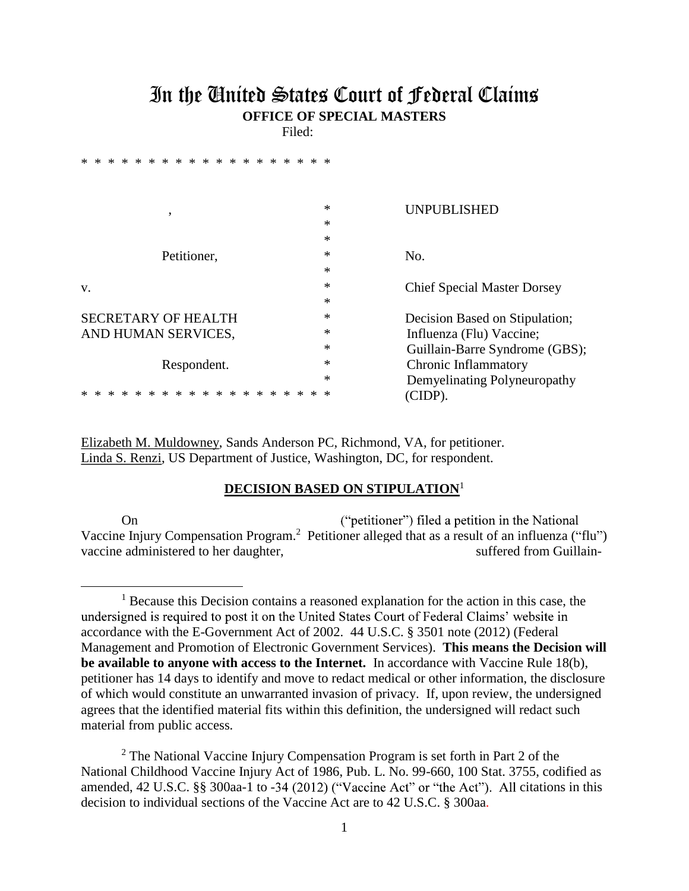# In the United States Court of Federal Claims

**OFFICE OF SPECIAL MASTERS**

Filed:

| | | |
|---|---|---|
| , | * | UNPUBLISHED |
| | * | |
| | * | |
| Petitioner, | * | No. |
| | * | |
| v. | * | Chief Special Master Dorsey |
| | * | |
| SECRETARY OF HEALTH | * | Decision Based on Stipulation; |
| AND HUMAN SERVICES, | * | Influenza (Flu) Vaccine; |
| | * | Guillain-Barre Syndrome (GBS); |
| Respondent. | * | Chronic Inflammatory |
| | * | Demyelinating Polyneuropathy |
| | * | (CIDP). |

Elizabeth M. Muldowney, Sands Anderson PC, Richmond, VA, for petitioner.
Linda S. Renzi, US Department of Justice, Washington, DC, for respondent.

## DECISION BASED ON STIPULATION[1]

On ("petitioner") filed a petition in the National Vaccine Injury Compensation Program.[2] Petitioner alleged that as a result of an influenza ("flu") vaccine administered to her daughter, suffered from Guillain-

---

[1] Because this Decision contains a reasoned explanation for the action in this case, the undersigned is required to post it on the United States Court of Federal Claims' website in accordance with the E-Government Act of 2002. 44 U.S.C. § 3501 note (2012) (Federal Management and Promotion of Electronic Government Services). **This means the Decision will be available to anyone with access to the Internet.** In accordance with Vaccine Rule 18(b), petitioner has 14 days to identify and move to redact medical or other information, the disclosure of which would constitute an unwarranted invasion of privacy. If, upon review, the undersigned agrees that the identified material fits within this definition, the undersigned will redact such material from public access.

[2] The National Vaccine Injury Compensation Program is set forth in Part 2 of the National Childhood Vaccine Injury Act of 1986, Pub. L. No. 99-660, 100 Stat. 3755, codified as amended, 42 U.S.C. §§ 300aa-1 to -34 (2012) ("Vaccine Act" or "the Act"). All citations in this decision to individual sections of the Vaccine Act are to 42 U.S.C. § 300aa.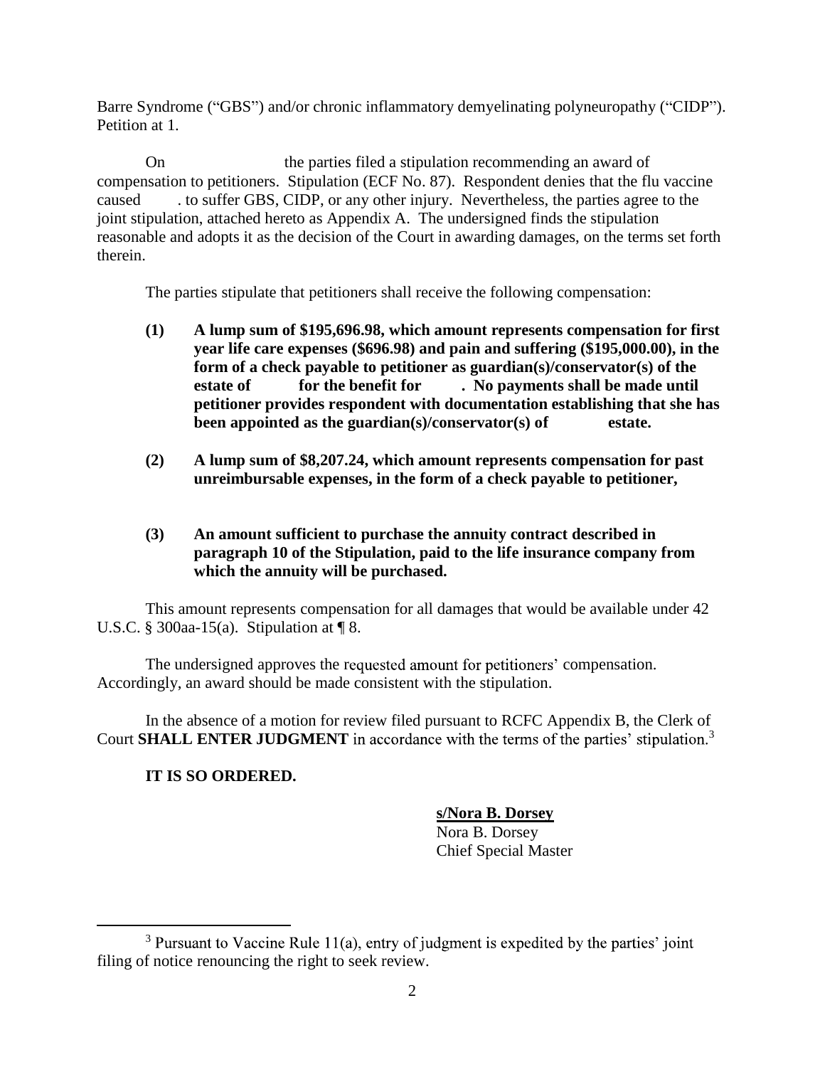Barre Syndrome ("GBS") and/or chronic inflammatory demyelinating polyneuropathy ("CIDP"). Petition at 1.

On the parties filed a stipulation recommending an award of compensation to petitioners. Stipulation (ECF No. 87). Respondent denies that the flu vaccine caused . to suffer GBS, CIDP, or any other injury. Nevertheless, the parties agree to the joint stipulation, attached hereto as Appendix A. The undersigned finds the stipulation reasonable and adopts it as the decision of the Court in awarding damages, on the terms set forth therein.

The parties stipulate that petitioners shall receive the following compensation:

**(1) A lump sum of $195,696.98, which amount represents compensation for first year life care expenses ($696.98) and pain and suffering ($195,000.00), in the form of a check payable to petitioner as guardian(s)/conservator(s) of the estate of for the benefit for . No payments shall be made until petitioner provides respondent with documentation establishing that she has been appointed as the guardian(s)/conservator(s) of estate.**

**(2) A lump sum of $8,207.24, which amount represents compensation for past unreimbursable expenses, in the form of a check payable to petitioner,**

**(3) An amount sufficient to purchase the annuity contract described in paragraph 10 of the Stipulation, paid to the life insurance company from which the annuity will be purchased.**

This amount represents compensation for all damages that would be available under 42 U.S.C. § 300aa-15(a). Stipulation at ¶ 8.

The undersigned approves the requested amount for petitioners' compensation. Accordingly, an award should be made consistent with the stipulation.

In the absence of a motion for review filed pursuant to RCFC Appendix B, the Clerk of Court **SHALL ENTER JUDGMENT** in accordance with the terms of the parties' stipulation.[3]

**IT IS SO ORDERED.**

**s/Nora B. Dorsey**
Nora B. Dorsey
Chief Special Master

[3] Pursuant to Vaccine Rule 11(a), entry of judgment is expedited by the parties' joint filing of notice renouncing the right to seek review.